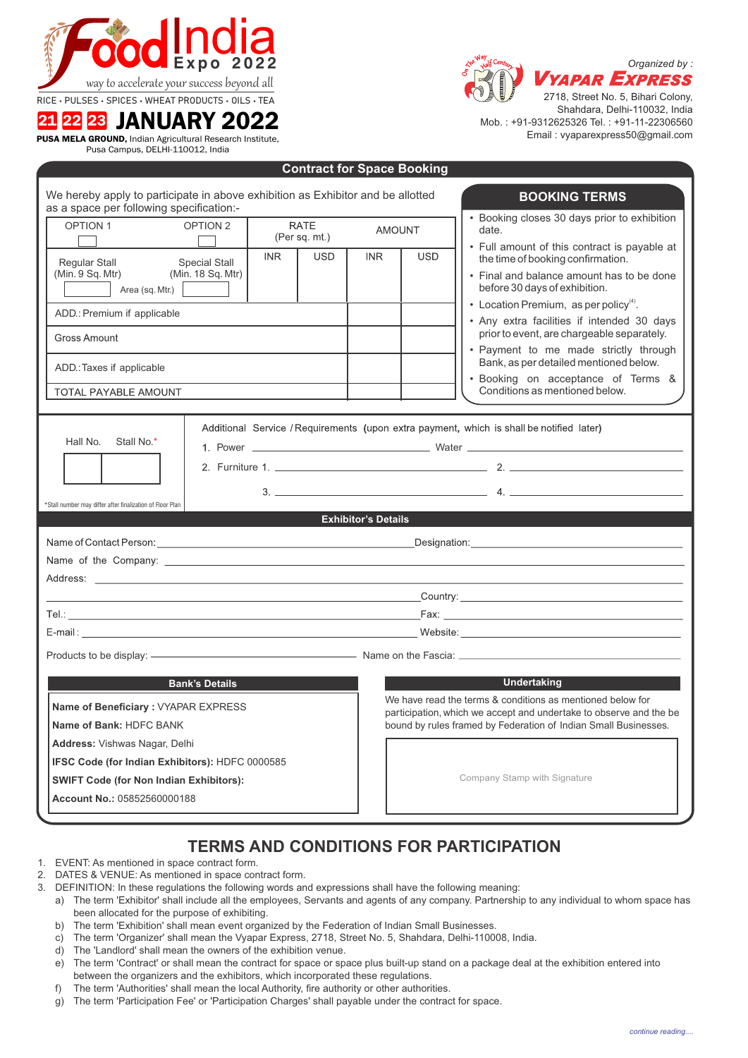# Food India Expo 2022

way to accelerate your success beyond all

RICE • PULSES • SPICES • WHEAT PRODUCTS • OILS • TEA

**21 22 23 JANUARY 2022**

**PUSA MELA GROUND,** Indian Agricultural Research Institute, Pusa Campus, DELHI-110012, India

*Organized by :*

**VYAPAR EXPRESS**

2718, Street No. 5, Bihari Colony, Shahdara, Delhi-110032, India
Mob. : +91-9312625326 Tel. : +91-11-22306560
Email : vyaparexpress50@gmail.com

## Contract for Space Booking

We hereby apply to participate in above exhibition as Exhibitor and be allotted as a space per following specification:-

| OPTION 1 | OPTION 2 | RATE (Per sq. mt.) | | AMOUNT | |
|---|---|---|---|---|---|
| Regular Stall (Min. 9 Sq. Mtr) | Special Stall (Min. 18 Sq. Mtr) Area (sq. Mtr.) | INR | USD | INR | USD |
| ADD.: Premium if applicable | | | | | |
| Gross Amount | | | | | |
| ADD.:Taxes if applicable | | | | | |
| TOTAL PAYABLE AMOUNT | | | | | |

### BOOKING TERMS

- Booking closes 30 days prior to exhibition date.
- Full amount of this contract is payable at the time of booking confirmation.
- Final and balance amount has to be done before 30 days of exhibition.
- Location Premium, as per policy[4].
- Any extra facilities if intended 30 days prior to event, are chargeable separately.
- Payment to me made strictly through Bank, as per detailed mentioned below.
- Booking on acceptance of Terms & Conditions as mentioned below.

Hall No. Stall No.*

*Stall number may differ after finalization of Floor Plan

Additional Service / Requirements (upon extra payment, which is shall be notified later)

1. Power \_\_\_\_\_\_\_\_\_\_ Water \_\_\_\_\_\_\_\_\_\_
2. Furniture 1. \_\_\_\_\_\_\_\_\_\_ 2. \_\_\_\_\_\_\_\_\_\_
   3. \_\_\_\_\_\_\_\_\_\_ 4. \_\_\_\_\_\_\_\_\_\_

### Exhibitor's Details

Name of Contact Person: \_\_\_\_\_\_\_\_\_\_ Designation: \_\_\_\_\_\_\_\_\_\_

Name of the Company: \_\_\_\_\_\_\_\_\_\_

Address: \_\_\_\_\_\_\_\_\_\_

Country: \_\_\_\_\_\_\_\_\_\_

Tel.: \_\_\_\_\_\_\_\_\_\_ Fax: \_\_\_\_\_\_\_\_\_\_

E-mail : \_\_\_\_\_\_\_\_\_\_ Website: \_\_\_\_\_\_\_\_\_\_

Products to be display: \_\_\_\_\_\_\_\_\_\_ Name on the Fascia: \_\_\_\_\_\_\_\_\_\_

### Bank's Details

**Name of Beneficiary :** VYAPAR EXPRESS

**Name of Bank:** HDFC BANK

**Address:** Vishwas Nagar, Delhi

**IFSC Code (for Indian Exhibitors):** HDFC 0000585

**SWIFT Code (for Non Indian Exhibitors):**

**Account No.:** 05852560000188

### Undertaking

We have read the terms & conditions as mentioned below for participation, which we accept and undertake to observe and the be bound by rules framed by Federation of Indian Small Businesses.

Company Stamp with Signature

## TERMS AND CONDITIONS FOR PARTICIPATION

1. EVENT: As mentioned in space contract form.
2. DATES & VENUE: As mentioned in space contract form.
3. DEFINITION: In these regulations the following words and expressions shall have the following meaning:
   a) The term 'Exhibitor' shall include all the employees, Servants and agents of any company. Partnership to any individual to whom space has been allocated for the purpose of exhibiting.
   b) The term 'Exhibition' shall mean event organized by the Federation of Indian Small Businesses.
   c) The term 'Organizer' shall mean the Vyapar Express, 2718, Street No. 5, Shahdara, Delhi-110008, India.
   d) The 'Landlord' shall mean the owners of the exhibition venue.
   e) The term 'Contract' or shall mean the contract for space or space plus built-up stand on a package deal at the exhibition entered into between the organizers and the exhibitors, which incorporated these regulations.
   f) The term 'Authorities' shall mean the local Authority, fire authority or other authorities.
   g) The term 'Participation Fee' or 'Participation Charges' shall payable under the contract for space.

*continue reading....*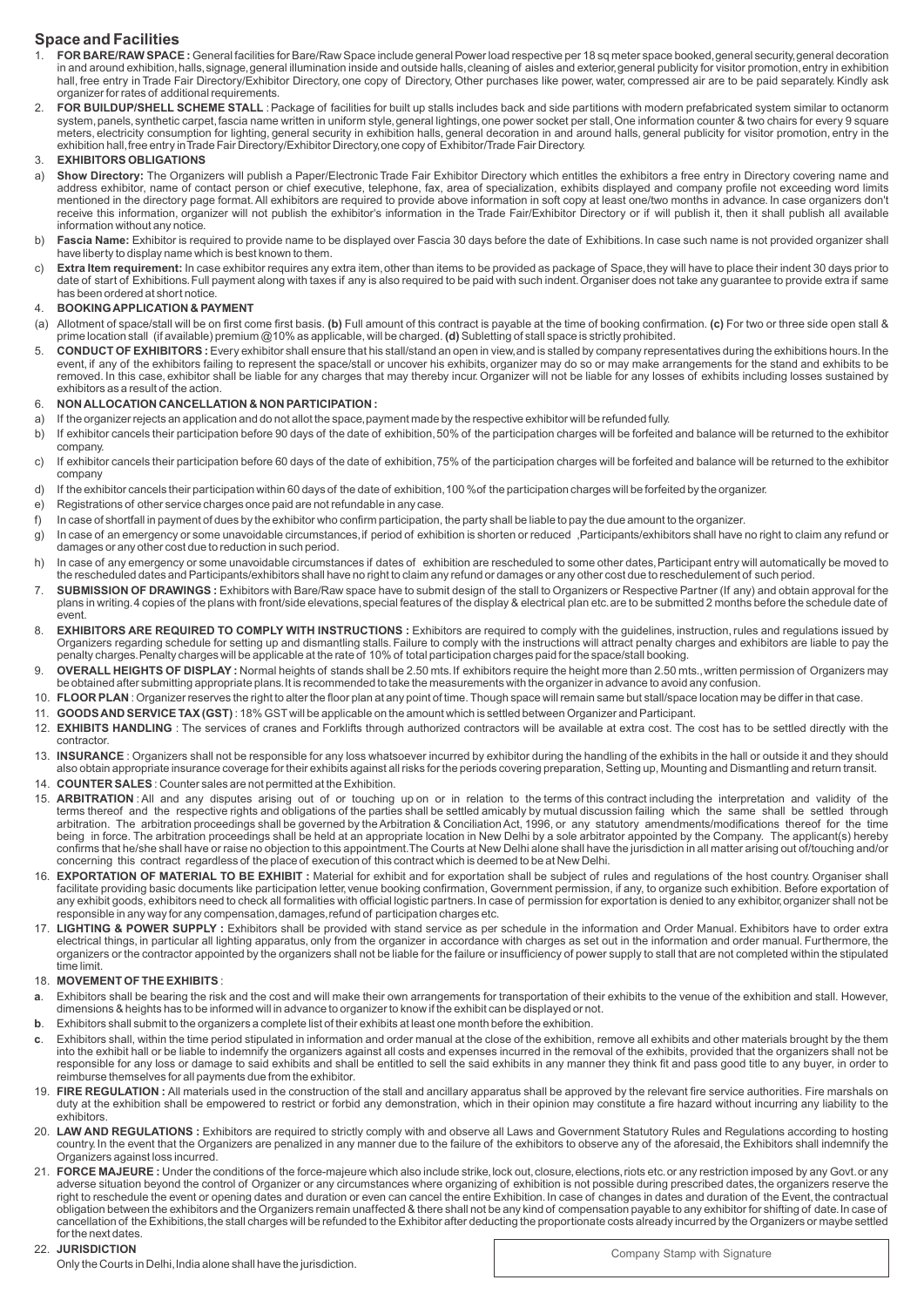## Space and Facilities

1. **FOR BARE/RAW SPACE :** General facilities for Bare/Raw Space include general Power load respective per 18 sq meter space booked, general security, general decoration in and around exhibition, halls, signage, general illumination inside and outside halls, cleaning of aisles and exterior, general publicity for visitor promotion, entry in exhibition hall, free entry in Trade Fair Directory/Exhibitor Directory, one copy of Directory, Other purchases like power, water, compressed air are to be paid separately. Kindly ask organizer for rates of additional requirements.
2. **FOR BUILDUP/SHELL SCHEME STALL** : Package of facilities for built up stalls includes back and side partitions with modern prefabricated system similar to octanorm system, panels, synthetic carpet, fascia name written in uniform style, general lightings, one power socket per stall, One information counter & two chairs for every 9 square meters, electricity consumption for lighting, general security in exhibition halls, general decoration in and around halls, general publicity for visitor promotion, entry in the exhibition hall, free entry in Trade Fair Directory/Exhibitor Directory, one copy of Exhibitor/Trade Fair Directory.
3. **EXHIBITORS OBLIGATIONS**

a) **Show Directory:** The Organizers will publish a Paper/Electronic Trade Fair Exhibitor Directory which entitles the exhibitors a free entry in Directory covering name and address exhibitor, name of contact person or chief executive, telephone, fax, area of specialization, exhibits displayed and company profile not exceeding word limits mentioned in the directory page format. All exhibitors are required to provide above information in soft copy at least one/two months in advance. In case organizers don't receive this information, organizer will not publish the exhibitor's information in the Trade Fair/Exhibitor Directory or if will publish it, then it shall publish all available information without any notice.

b) **Fascia Name:** Exhibitor is required to provide name to be displayed over Fascia 30 days before the date of Exhibitions. In case such name is not provided organizer shall have liberty to display name which is best known to them.

c) **Extra Item requirement:** In case exhibitor requires any extra item, other than items to be provided as package of Space, they will have to place their indent 30 days prior to date of start of Exhibitions. Full payment along with taxes if any is also required to be paid with such indent. Organiser does not take any guarantee to provide extra if same has been ordered at short notice.

4. **BOOKING APPLICATION & PAYMENT**

(a) Allotment of space/stall will be on first come first basis. **(b)** Full amount of this contract is payable at the time of booking confirmation. **(c)** For two or three side open stall & prime location stall (if available) premium @10% as applicable, will be charged. **(d)** Subletting of stall space is strictly prohibited.

5. **CONDUCT OF EXHIBITORS :** Every exhibitor shall ensure that his stall/stand an open in view, and is stalled by company representatives during the exhibitions hours. In the event, if any of the exhibitors failing to represent the space/stall or uncover his exhibits, organizer may do so or may make arrangements for the stand and exhibits to be removed. In this case, exhibitor shall be liable for any charges that may thereby incur. Organizer will not be liable for any losses of exhibits including losses sustained by exhibitors as a result of the action.
6. **NON ALLOCATION CANCELLATION & NON PARTICIPATION :**

a) If the organizer rejects an application and do not allot the space, payment made by the respective exhibitor will be refunded fully.

b) If exhibitor cancels their participation before 90 days of the date of exhibition, 50% of the participation charges will be forfeited and balance will be returned to the exhibitor company.

c) If exhibitor cancels their participation before 60 days of the date of exhibition, 75% of the participation charges will be forfeited and balance will be returned to the exhibitor company

d) If the exhibitor cancels their participation within 60 days of the date of exhibition, 100 %of the participation charges will be forfeited by the organizer.

e) Registrations of other service charges once paid are not refundable in any case.

f) In case of shortfall in payment of dues by the exhibitor who confirm participation, the party shall be liable to pay the due amount to the organizer.

g) In case of an emergency or some unavoidable circumstances, if period of exhibition is shorten or reduced ,Participants/exhibitors shall have no right to claim any refund or damages or any other cost due to reduction in such period.

h) In case of any emergency or some unavoidable circumstances if dates of exhibition are rescheduled to some other dates, Participant entry will automatically be moved to the rescheduled dates and Participants/exhibitors shall have no right to claim any refund or damages or any other cost due to reschedulement of such period.

7. **SUBMISSION OF DRAWINGS :** Exhibitors with Bare/Raw space have to submit design of the stall to Organizers or Respective Partner (If any) and obtain approval for the plans in writing. 4 copies of the plans with front/side elevations, special features of the display & electrical plan etc. are to be submitted 2 months before the schedule date of event.
8. **EXHIBITORS ARE REQUIRED TO COMPLY WITH INSTRUCTIONS :** Exhibitors are required to comply with the guidelines, instruction, rules and regulations issued by Organizers regarding schedule for setting up and dismantling stalls. Failure to comply with the instructions will attract penalty charges and exhibitors are liable to pay the penalty charges. Penalty charges will be applicable at the rate of 10% of total participation charges paid for the space/stall booking.
9. **OVERALL HEIGHTS OF DISPLAY :** Normal heights of stands shall be 2.50 mts. If exhibitors require the height more than 2.50 mts., written permission of Organizers may be obtained after submitting appropriate plans. It is recommended to take the measurements with the organizer in advance to avoid any confusion.
10. **FLOOR PLAN** : Organizer reserves the right to alter the floor plan at any point of time. Though space will remain same but stall/space location may be differ in that case.
11. **GOODS AND SERVICE TAX (GST)** : 18% GST will be applicable on the amount which is settled between Organizer and Participant.
12. **EXHIBITS HANDLING** : The services of cranes and Forklifts through authorized contractors will be available at extra cost. The cost has to be settled directly with the contractor.
13. **INSURANCE** : Organizers shall not be responsible for any loss whatsoever incurred by exhibitor during the handling of the exhibits in the hall or outside it and they should also obtain appropriate insurance coverage for their exhibits against all risks for the periods covering preparation, Setting up, Mounting and Dismantling and return transit.
14. **COUNTER SALES** : Counter sales are not permitted at the Exhibition.
15. **ARBITRATION** : All and any disputes arising out of or touching up on or in relation to the terms of this contract including the interpretation and validity of the terms thereof and the respective rights and obligations of the parties shall be settled amicably by mutual discussion failing which the same shall be settled through arbitration. The arbitration proceedings shall be governed by the Arbitration & Conciliation Act, 1996, or any statutory amendments/modifications thereof for the time being in force. The arbitration proceedings shall be held at an appropriate location in New Delhi by a sole arbitrator appointed by the Company. The applicant(s) hereby confirms that he/she shall have or raise no objection to this appointment. The Courts at New Delhi alone shall have the jurisdiction in all matter arising out of/touching and/or concerning this contract regardless of the place of execution of this contract which is deemed to be at New Delhi.
16. **EXPORTATION OF MATERIAL TO BE EXHIBIT :** Material for exhibit and for exportation shall be subject of rules and regulations of the host country. Organiser shall facilitate providing basic documents like participation letter, venue booking confirmation, Government permission, if any, to organize such exhibition. Before exportation of any exhibit goods, exhibitors need to check all formalities with official logistic partners. In case of permission for exportation is denied to any exhibitor, organizer shall not be responsible in any way for any compensation, damages, refund of participation charges etc.
17. **LIGHTING & POWER SUPPLY :** Exhibitors shall be provided with stand service as per schedule in the information and Order Manual. Exhibitors have to order extra electrical things, in particular all lighting apparatus, only from the organizer in accordance with charges as set out in the information and order manual. Furthermore, the organizers or the contractor appointed by the organizers shall not be liable for the failure or insufficiency of power supply to stall that are not completed within the stipulated time limit.
18. **MOVEMENT OF THE EXHIBITS** :

**a**. Exhibitors shall be bearing the risk and the cost and will make their own arrangements for transportation of their exhibits to the venue of the exhibition and stall. However, dimensions & heights has to be informed will in advance to organizer to know if the exhibit can be displayed or not.

**b**. Exhibitors shall submit to the organizers a complete list of their exhibits at least one month before the exhibition.

**c**. Exhibitors shall, within the time period stipulated in information and order manual at the close of the exhibition, remove all exhibits and other materials brought by the them into the exhibit hall or be liable to indemnify the organizers against all costs and expenses incurred in the removal of the exhibits, provided that the organizers shall not be responsible for any loss or damage to said exhibits and shall be entitled to sell the said exhibits in any manner they think fit and pass good title to any buyer, in order to reimburse themselves for all payments due from the exhibitor.

19. **FIRE REGULATION :** All materials used in the construction of the stall and ancillary apparatus shall be approved by the relevant fire service authorities. Fire marshals on duty at the exhibition shall be empowered to restrict or forbid any demonstration, which in their opinion may constitute a fire hazard without incurring any liability to the exhibitors.
20. **LAW AND REGULATIONS :** Exhibitors are required to strictly comply with and observe all Laws and Government Statutory Rules and Regulations according to hosting country. In the event that the Organizers are penalized in any manner due to the failure of the exhibitors to observe any of the aforesaid, the Exhibitors shall indemnify the Organizers against loss incurred.
21. **FORCE MAJEURE :** Under the conditions of the force-majeure which also include strike, lock out, closure, elections, riots etc. or any restriction imposed by any Govt. or any adverse situation beyond the control of Organizer or any circumstances where organizing of exhibition is not possible during prescribed dates, the organizers reserve the right to reschedule the event or opening dates and duration or even can cancel the entire Exhibition. In case of changes in dates and duration of the Event, the contractual obligation between the exhibitors and the Organizers remain unaffected & there shall not be any kind of compensation payable to any exhibitor for shifting of date. In case of cancellation of the Exhibitions, the stall charges will be refunded to the Exhibitor after deducting the proportionate costs already incurred by the Organizers or maybe settled for the next dates.
22. **JURISDICTION**

Only the Courts in Delhi, India alone shall have the jurisdiction.

Company Stamp with Signature